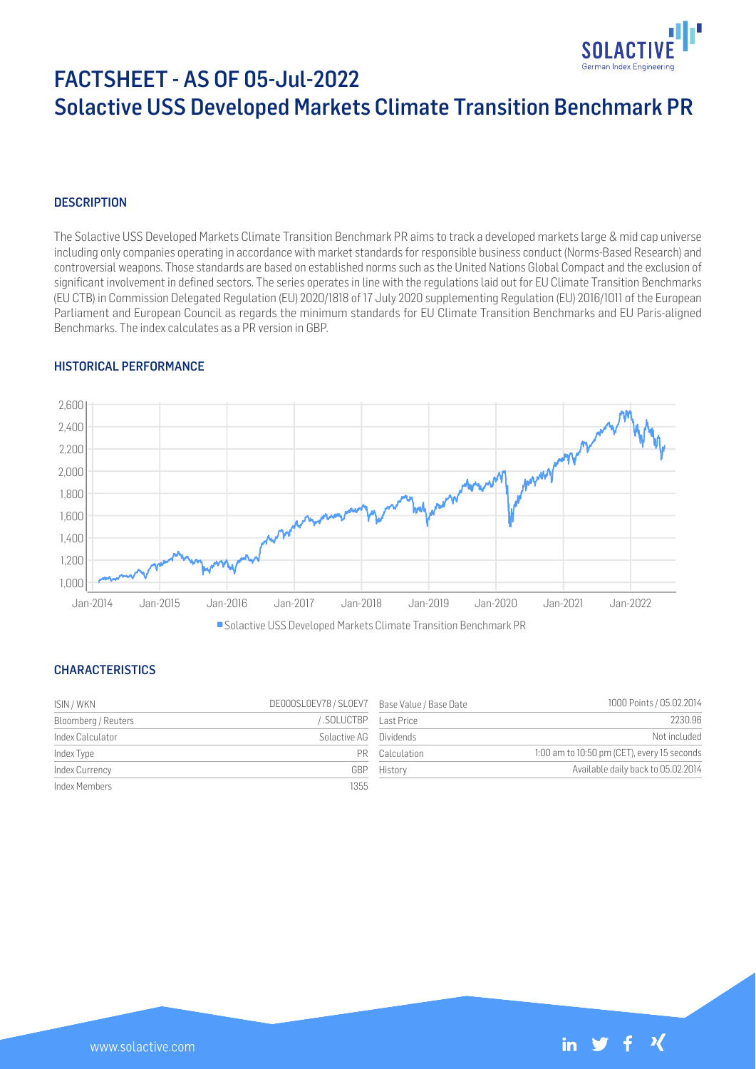# FACTSHEET - AS OF 05-Jul-2022
# Solactive USS Developed Markets Climate Transition Benchmark PR

## DESCRIPTION

The Solactive USS Developed Markets Climate Transition Benchmark PR aims to track a developed markets large & mid cap universe including only companies operating in accordance with market standards for responsible business conduct (Norms-Based Research) and controversial weapons. Those standards are based on established norms such as the United Nations Global Compact and the exclusion of significant involvement in defined sectors. The series operates in line with the regulations laid out for EU Climate Transition Benchmarks (EU CTB) in Commission Delegated Regulation (EU) 2020/1818 of 17 July 2020 supplementing Regulation (EU) 2016/1011 of the European Parliament and European Council as regards the minimum standards for EU Climate Transition Benchmarks and EU Paris-aligned Benchmarks. The index calculates as a PR version in GBP.

## HISTORICAL PERFORMANCE

Solactive USS Developed Markets Climate Transition Benchmark PR

## CHARACTERISTICS

| | | | |
|---|---|---|---|
| ISIN / WKN | DE000SL0EV78 / SL0EV7 | Base Value / Base Date | 1000 Points / 05.02.2014 |
| Bloomberg / Reuters | / .SOLUCTBP | Last Price | 2230.96 |
| Index Calculator | Solactive AG | Dividends | Not included |
| Index Type | PR | Calculation | 1:00 am to 10:50 pm (CET), every 15 seconds |
| Index Currency | GBP | History | Available daily back to 05.02.2014 |
| Index Members | 1355 | | |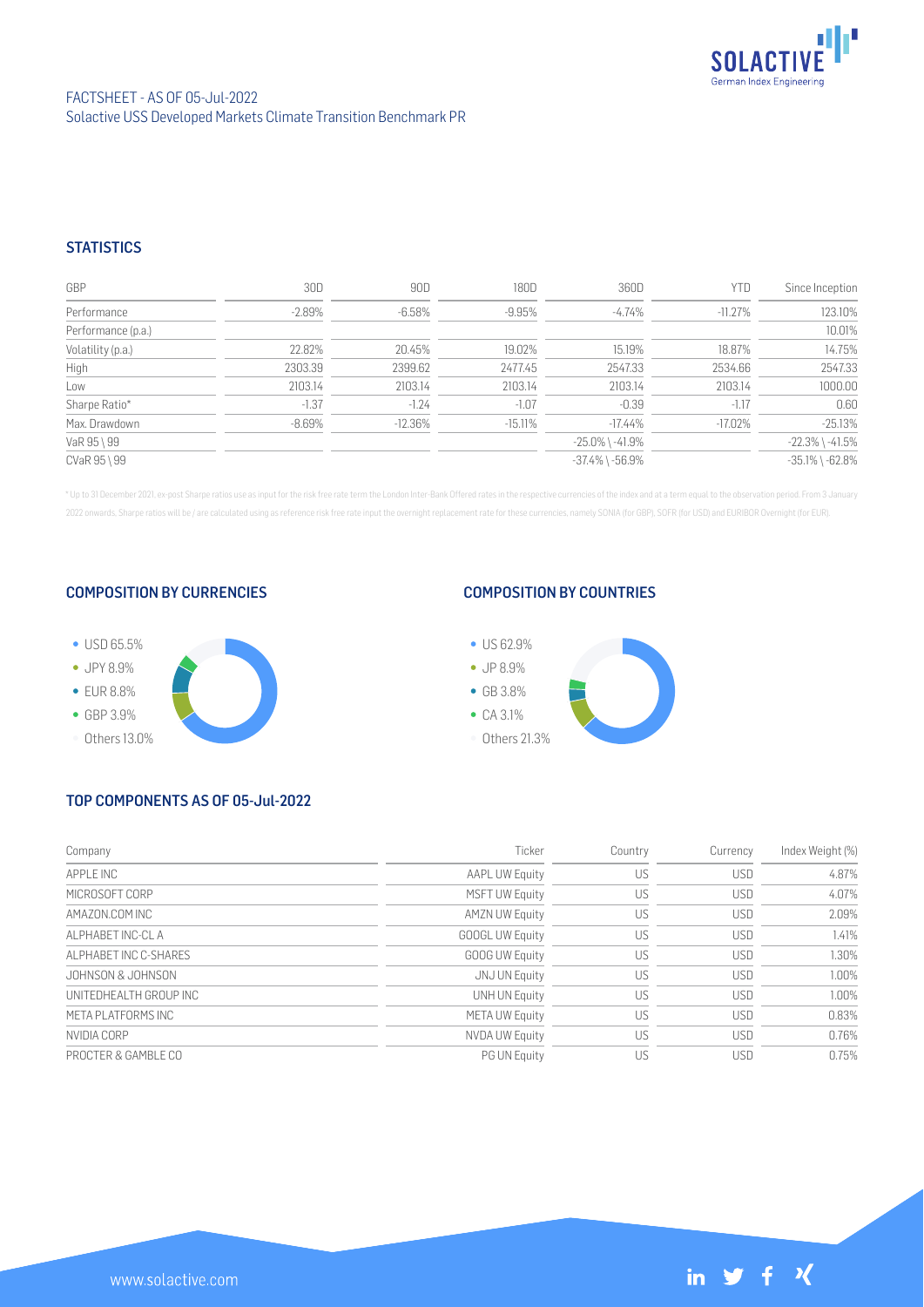FACTSHEET - AS OF 05-Jul-2022
Solactive USS Developed Markets Climate Transition Benchmark PR

## STATISTICS

| GBP | 30D | 90D | 180D | 360D | YTD | Since Inception |
|---|---|---|---|---|---|---|
| Performance | -2.89% | -6.58% | -9.95% | -4.74% | -11.27% | 123.10% |
| Performance (p.a.) | | | | | | 10.01% |
| Volatility (p.a.) | 22.82% | 20.45% | 19.02% | 15.19% | 18.87% | 14.75% |
| High | 2303.39 | 2399.62 | 2477.45 | 2547.33 | 2534.66 | 2547.33 |
| Low | 2103.14 | 2103.14 | 2103.14 | 2103.14 | 2103.14 | 1000.00 |
| Sharpe Ratio* | -1.37 | -1.24 | -1.07 | -0.39 | -1.17 | 0.60 |
| Max. Drawdown | -8.69% | -12.36% | -15.11% | -17.44% | -17.02% | -25.13% |
| VaR 95 \ 99 | | | | -25.0% \ -41.9% | | -22.3% \ -41.5% |
| CVaR 95 \ 99 | | | | -37.4% \ -56.9% | | -35.1% \ -62.8% |

\* Up to 31 December 2021, ex-post Sharpe ratios use as input for the risk free rate term the London Inter-Bank Offered rates in the respective currencies of the index and at a term equal to the observation period. From 3 January 2022 onwards, Sharpe ratios will be / are calculated using as reference risk free rate input the overnight replacement rate for these currencies, namely SONIA (for GBP), SOFR (for USD) and EURIBOR Overnight (for EUR).

## COMPOSITION BY CURRENCIES

- USD 65.5%
- JPY 8.9%
- EUR 8.8%
- GBP 3.9%
- Others 13.0%

## COMPOSITION BY COUNTRIES

- US 62.9%
- JP 8.9%
- GB 3.8%
- CA 3.1%
- Others 21.3%

## TOP COMPONENTS AS OF 05-Jul-2022

| Company | Ticker | Country | Currency | Index Weight (%) |
|---|---|---|---|---|
| APPLE INC | AAPL UW Equity | US | USD | 4.87% |
| MICROSOFT CORP | MSFT UW Equity | US | USD | 4.07% |
| AMAZON.COM INC | AMZN UW Equity | US | USD | 2.09% |
| ALPHABET INC-CL A | GOOGL UW Equity | US | USD | 1.41% |
| ALPHABET INC C-SHARES | GOOG UW Equity | US | USD | 1.30% |
| JOHNSON & JOHNSON | JNJ UN Equity | US | USD | 1.00% |
| UNITEDHEALTH GROUP INC | UNH UN Equity | US | USD | 1.00% |
| META PLATFORMS INC | META UW Equity | US | USD | 0.83% |
| NVIDIA CORP | NVDA UW Equity | US | USD | 0.76% |
| PROCTER & GAMBLE CO | PG UN Equity | US | USD | 0.75% |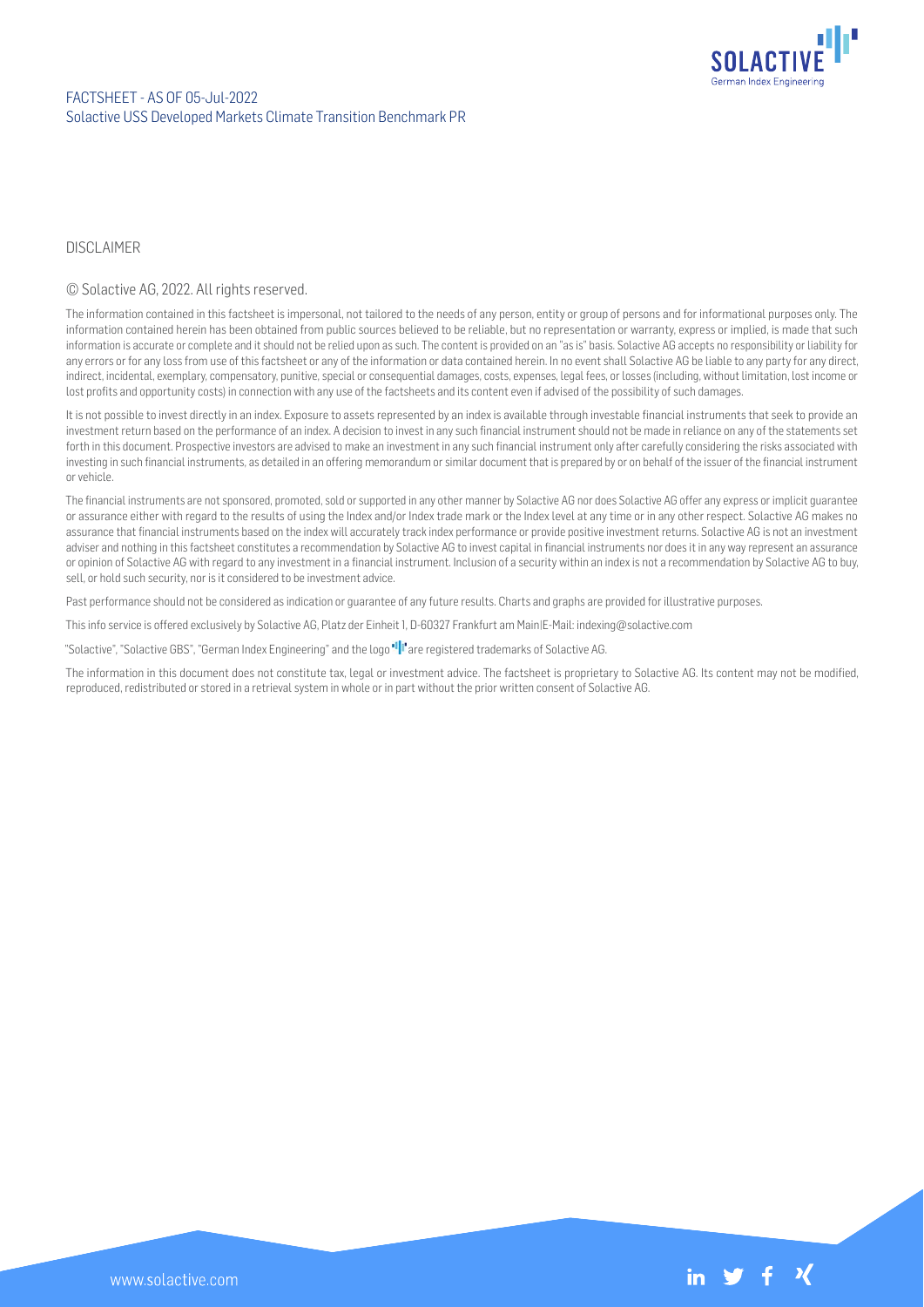DISCLAIMER

© Solactive AG, 2022. All rights reserved.

The information contained in this factsheet is impersonal, not tailored to the needs of any person, entity or group of persons and for informational purposes only. The information contained herein has been obtained from public sources believed to be reliable, but no representation or warranty, express or implied, is made that such information is accurate or complete and it should not be relied upon as such. The content is provided on an "as is" basis. Solactive AG accepts no responsibility or liability for any errors or for any loss from use of this factsheet or any of the information or data contained herein. In no event shall Solactive AG be liable to any party for any direct, indirect, incidental, exemplary, compensatory, punitive, special or consequential damages, costs, expenses, legal fees, or losses (including, without limitation, lost income or lost profits and opportunity costs) in connection with any use of the factsheets and its content even if advised of the possibility of such damages.

It is not possible to invest directly in an index. Exposure to assets represented by an index is available through investable financial instruments that seek to provide an investment return based on the performance of an index. A decision to invest in any such financial instrument should not be made in reliance on any of the statements set forth in this document. Prospective investors are advised to make an investment in any such financial instrument only after carefully considering the risks associated with investing in such financial instruments, as detailed in an offering memorandum or similar document that is prepared by or on behalf of the issuer of the financial instrument or vehicle.

The financial instruments are not sponsored, promoted, sold or supported in any other manner by Solactive AG nor does Solactive AG offer any express or implicit guarantee or assurance either with regard to the results of using the Index and/or Index trade mark or the Index level at any time or in any other respect. Solactive AG makes no assurance that financial instruments based on the index will accurately track index performance or provide positive investment returns. Solactive AG is not an investment adviser and nothing in this factsheet constitutes a recommendation by Solactive AG to invest capital in financial instruments nor does it in any way represent an assurance or opinion of Solactive AG with regard to any investment in a financial instrument. Inclusion of a security within an index is not a recommendation by Solactive AG to buy, sell, or hold such security, nor is it considered to be investment advice.

Past performance should not be considered as indication or guarantee of any future results. Charts and graphs are provided for illustrative purposes.

This info service is offered exclusively by Solactive AG, Platz der Einheit 1, D-60327 Frankfurt am Main|E-Mail: indexing@solactive.com

"Solactive", "Solactive GBS", "German Index Engineering" and the logo are registered trademarks of Solactive AG.

The information in this document does not constitute tax, legal or investment advice. The factsheet is proprietary to Solactive AG. Its content may not be modified, reproduced, redistributed or stored in a retrieval system in whole or in part without the prior written consent of Solactive AG.